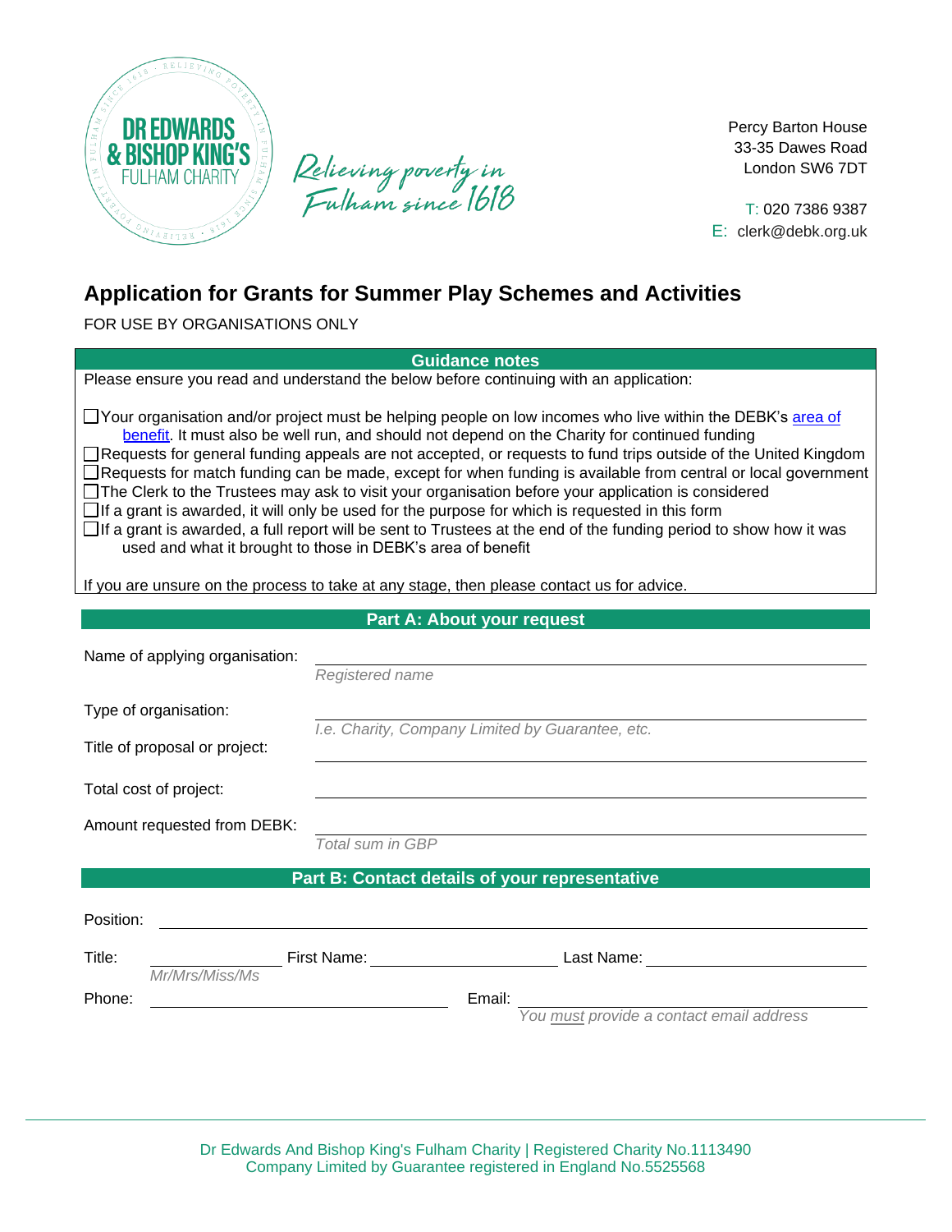DR EDWARDS & BISHOP KING'S FULHAM CHARITY

Relieving poverty in Fulham since 1618

Percy Barton House
33-35 Dawes Road
London SW6 7DT

T: 020 7386 9387
E: clerk@debk.org.uk

# Application for Grants for Summer Play Schemes and Activities

FOR USE BY ORGANISATIONS ONLY

## Guidance notes

Please ensure you read and understand the below before continuing with an application:

- ☐ Your organisation and/or project must be helping people on low incomes who live within the DEBK's [area of benefit](). It must also be well run, and should not depend on the Charity for continued funding
- ☐ Requests for general funding appeals are not accepted, or requests to fund trips outside of the United Kingdom
- ☐ Requests for match funding can be made, except for when funding is available from central or local government
- ☐ The Clerk to the Trustees may ask to visit your organisation before your application is considered
- ☐ If a grant is awarded, it will only be used for the purpose for which is requested in this form
- ☐ If a grant is awarded, a full report will be sent to Trustees at the end of the funding period to show how it was used and what it brought to those in DEBK's area of benefit

If you are unsure on the process to take at any stage, then please contact us for advice.

## Part A: About your request

Name of applying organisation: ______________________________
*Registered name*

Type of organisation: ______________________________
*I.e. Charity, Company Limited by Guarantee, etc.*

Title of proposal or project: ______________________________

Total cost of project: ______________________________

Amount requested from DEBK: ______________________________
*Total sum in GBP*

## Part B: Contact details of your representative

Position: ______________________________

Title: ____________ First Name: ____________ Last Name: ____________
*Mr/Mrs/Miss/Ms*

Phone: ____________ Email: ____________
*You must provide a contact email address*

Dr Edwards And Bishop King's Fulham Charity | Registered Charity No.1113490
Company Limited by Guarantee registered in England No.5525568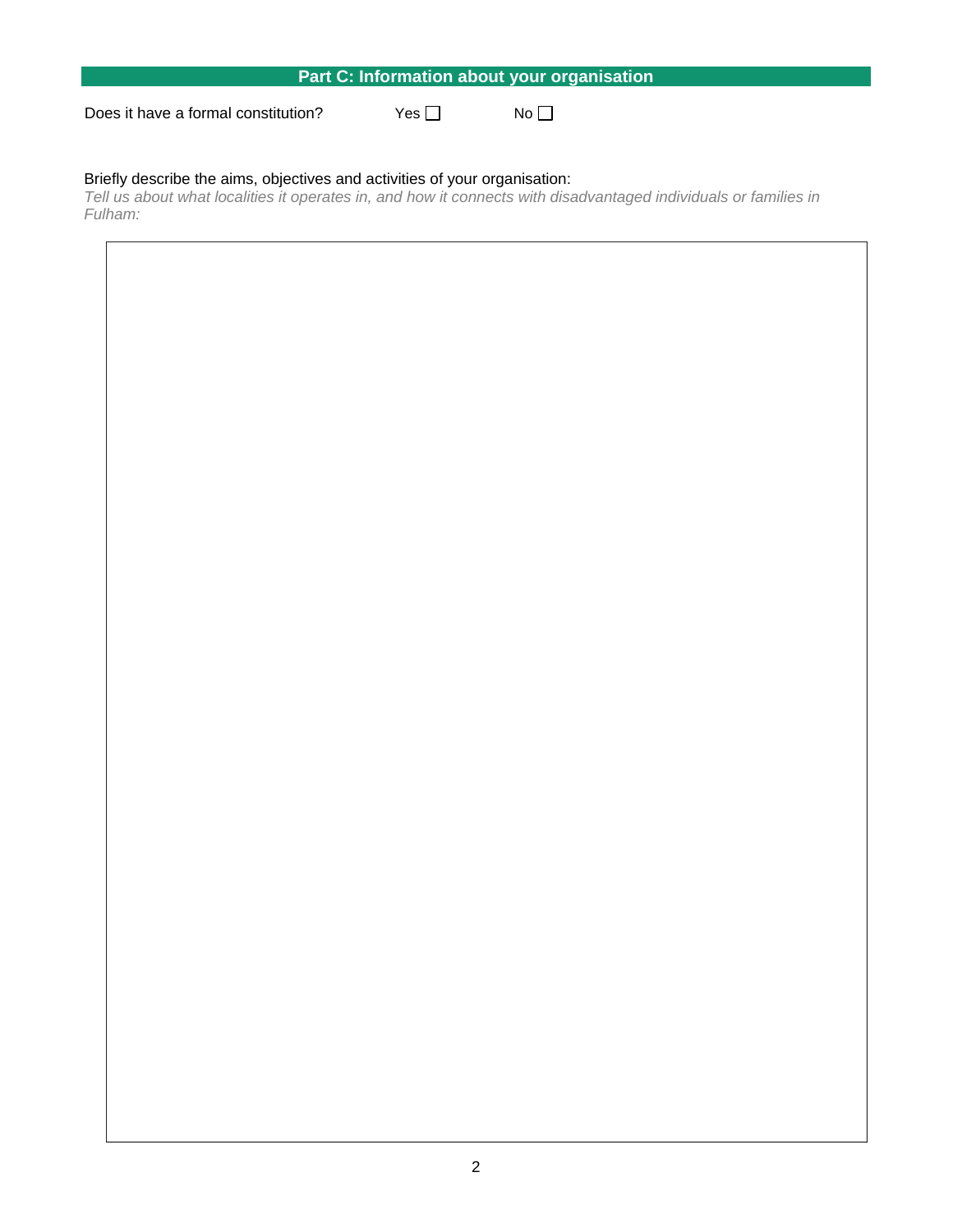## Part C: Information about your organisation

Does it have a formal constitution? Yes ☐ No ☐

Briefly describe the aims, objectives and activities of your organisation:

*Tell us about what localities it operates in, and how it connects with disadvantaged individuals or families in Fulham:*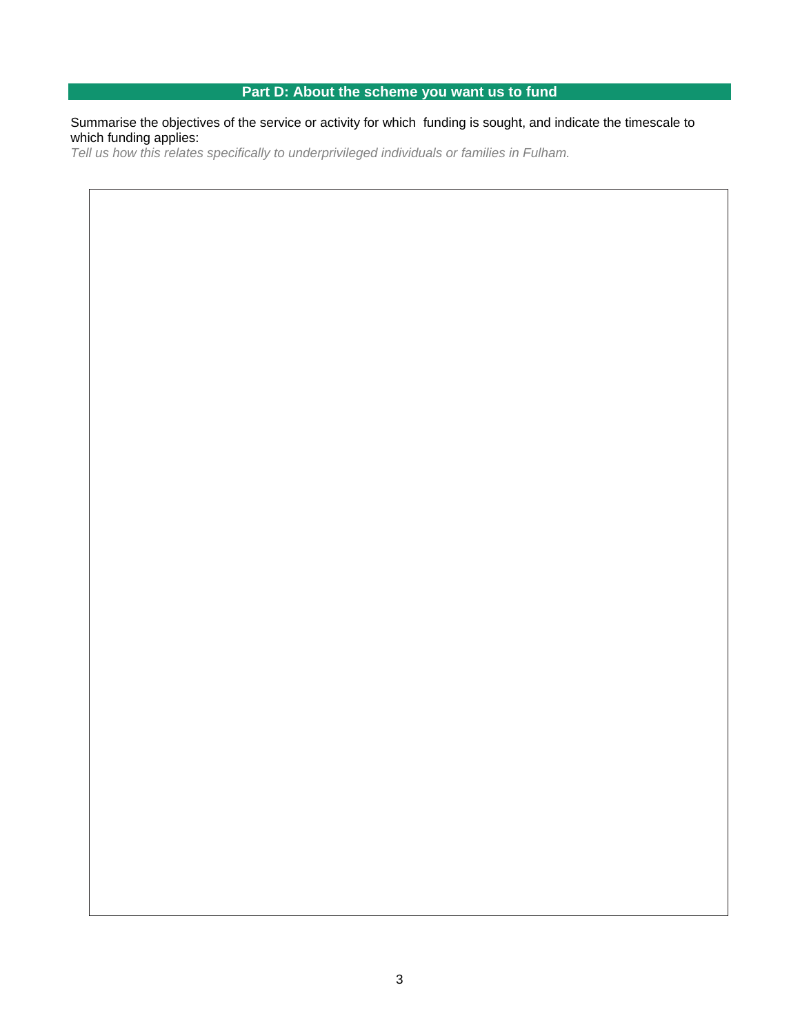## Part D: About the scheme you want us to fund

Summarise the objectives of the service or activity for which funding is sought, and indicate the timescale to which funding applies:

*Tell us how this relates specifically to underprivileged individuals or families in Fulham.*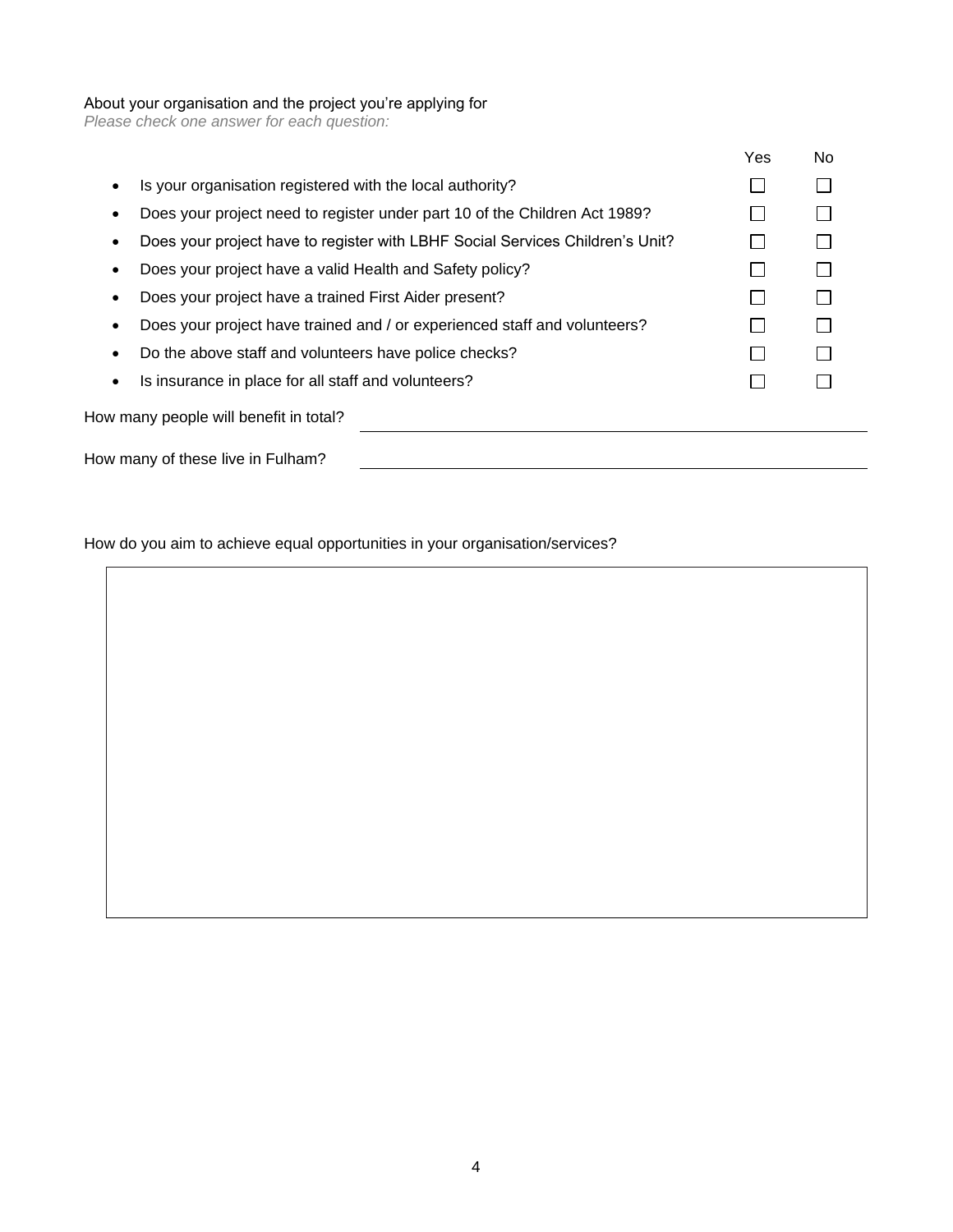About your organisation and the project you're applying for

*Please check one answer for each question:*

| | Yes | No |
|---|---|---|
| Is your organisation registered with the local authority? | ☐ | ☐ |
| Does your project need to register under part 10 of the Children Act 1989? | ☐ | ☐ |
| Does your project have to register with LBHF Social Services Children's Unit? | ☐ | ☐ |
| Does your project have a valid Health and Safety policy? | ☐ | ☐ |
| Does your project have a trained First Aider present? | ☐ | ☐ |
| Does your project have trained and / or experienced staff and volunteers? | ☐ | ☐ |
| Do the above staff and volunteers have police checks? | ☐ | ☐ |
| Is insurance in place for all staff and volunteers? | ☐ | ☐ |

How many people will benefit in total? ______________________________

How many of these live in Fulham? ______________________________

How do you aim to achieve equal opportunities in your organisation/services?

| |
|---|
| |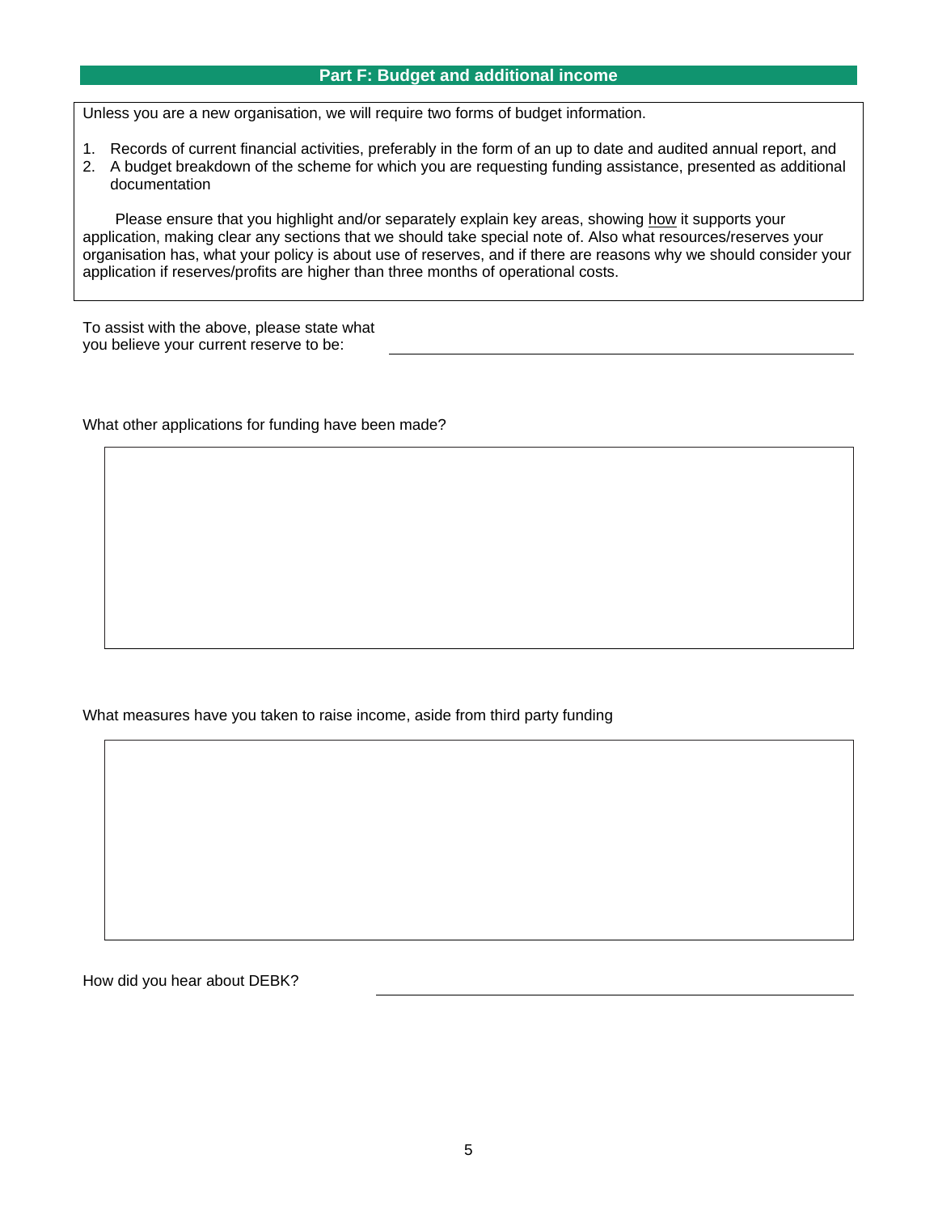## Part F: Budget and additional income

Unless you are a new organisation, we will require two forms of budget information.

1. Records of current financial activities, preferably in the form of an up to date and audited annual report, and
2. A budget breakdown of the scheme for which you are requesting funding assistance, presented as additional documentation

Please ensure that you highlight and/or separately explain key areas, showing how it supports your application, making clear any sections that we should take special note of. Also what resources/reserves your organisation has, what your policy is about use of reserves, and if there are reasons why we should consider your application if reserves/profits are higher than three months of operational costs.

To assist with the above, please state what you believe your current reserve to be: \_\_\_\_\_\_\_\_\_\_\_\_\_\_\_\_\_\_\_\_\_\_\_\_\_\_\_\_

What other applications for funding have been made?

What measures have you taken to raise income, aside from third party funding

How did you hear about DEBK? \_\_\_\_\_\_\_\_\_\_\_\_\_\_\_\_\_\_\_\_\_\_\_\_\_\_\_\_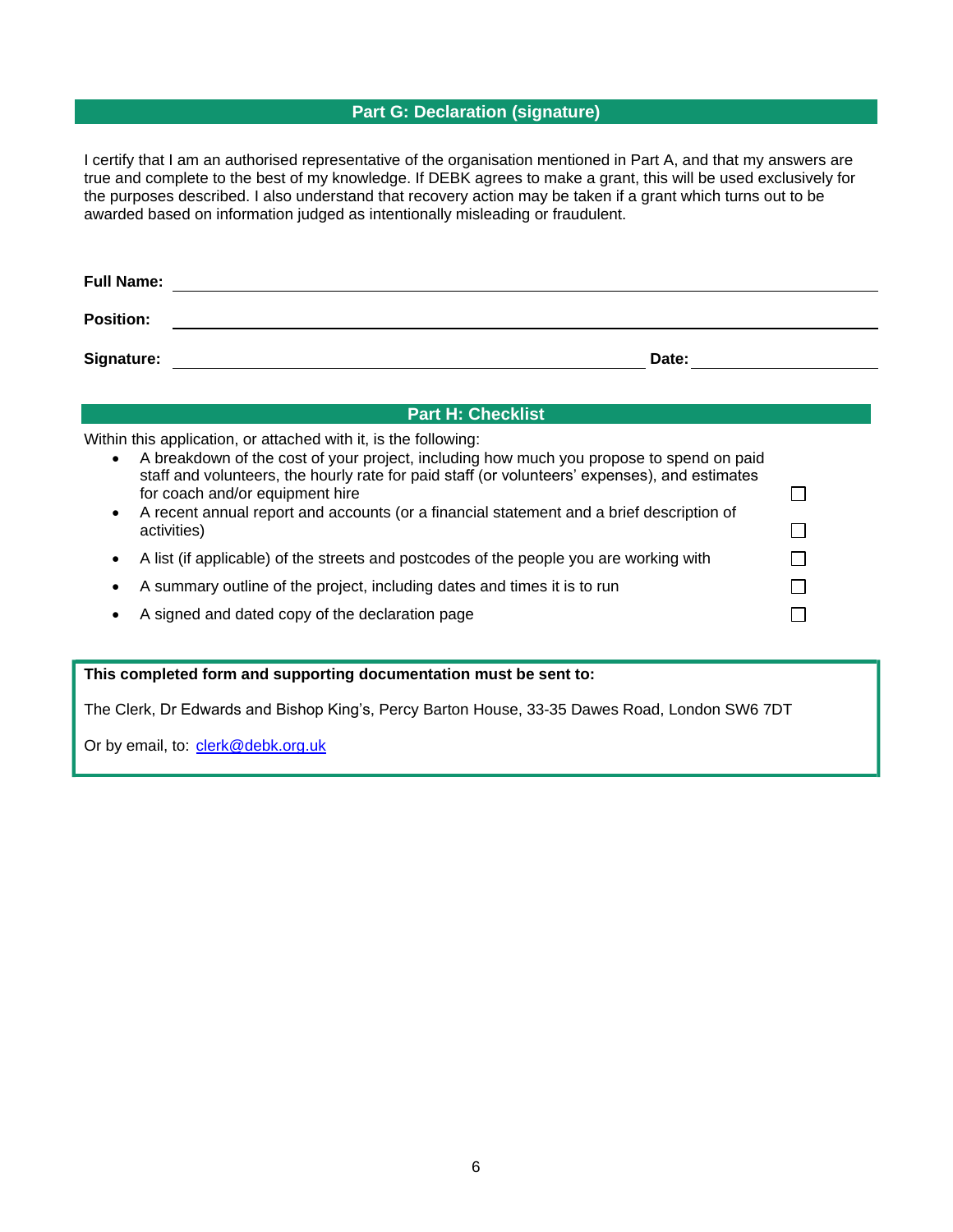## Part G: Declaration (signature)

I certify that I am an authorised representative of the organisation mentioned in Part A, and that my answers are true and complete to the best of my knowledge. If DEBK agrees to make a grant, this will be used exclusively for the purposes described. I also understand that recovery action may be taken if a grant which turns out to be awarded based on information judged as intentionally misleading or fraudulent.

**Full Name:** ____________________________________________

**Position:** ____________________________________________

**Signature:** ______________________________ **Date:** ______________

## Part H: Checklist

Within this application, or attached with it, is the following:

- A breakdown of the cost of your project, including how much you propose to spend on paid staff and volunteers, the hourly rate for paid staff (or volunteers' expenses), and estimates for coach and/or equipment hire ☐
- A recent annual report and accounts (or a financial statement and a brief description of activities) ☐
- A list (if applicable) of the streets and postcodes of the people you are working with ☐
- A summary outline of the project, including dates and times it is to run ☐
- A signed and dated copy of the declaration page ☐

**This completed form and supporting documentation must be sent to:**

The Clerk, Dr Edwards and Bishop King's, Percy Barton House, 33-35 Dawes Road, London SW6 7DT

Or by email, to: clerk@debk.org.uk